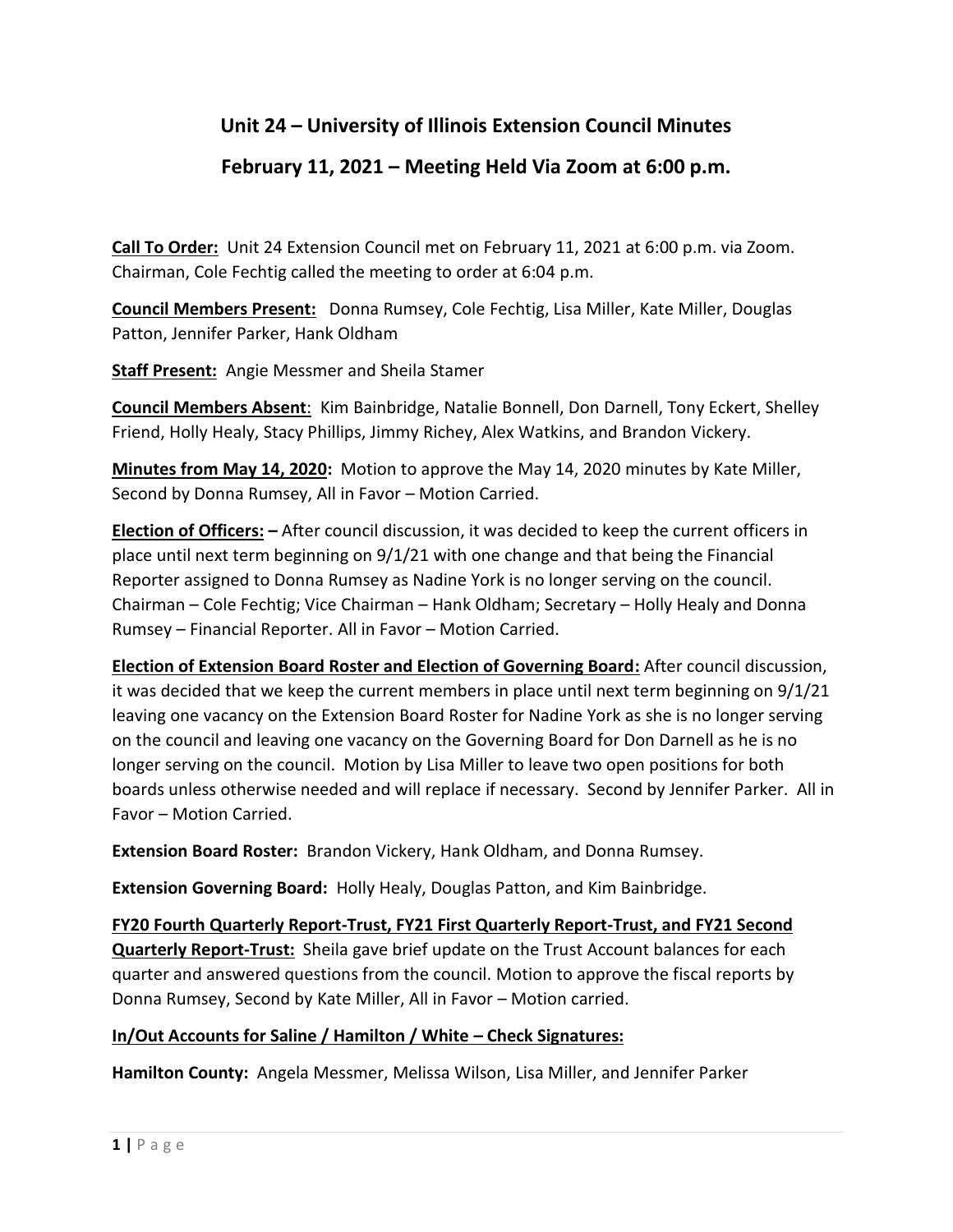# Unit 24 – University of Illinois Extension Council Minutes

## February 11, 2021 – Meeting Held Via Zoom at 6:00 p.m.

**Call To Order:** Unit 24 Extension Council met on February 11, 2021 at 6:00 p.m. via Zoom. Chairman, Cole Fechtig called the meeting to order at 6:04 p.m.

**Council Members Present:** Donna Rumsey, Cole Fechtig, Lisa Miller, Kate Miller, Douglas Patton, Jennifer Parker, Hank Oldham

**Staff Present:** Angie Messmer and Sheila Stamer

**Council Members Absent**: Kim Bainbridge, Natalie Bonnell, Don Darnell, Tony Eckert, Shelley Friend, Holly Healy, Stacy Phillips, Jimmy Richey, Alex Watkins, and Brandon Vickery.

**Minutes from May 14, 2020:** Motion to approve the May 14, 2020 minutes by Kate Miller, Second by Donna Rumsey, All in Favor – Motion Carried.

**Election of Officers: –** After council discussion, it was decided to keep the current officers in place until next term beginning on 9/1/21 with one change and that being the Financial Reporter assigned to Donna Rumsey as Nadine York is no longer serving on the council. Chairman – Cole Fechtig; Vice Chairman – Hank Oldham; Secretary – Holly Healy and Donna Rumsey – Financial Reporter. All in Favor – Motion Carried.

**Election of Extension Board Roster and Election of Governing Board:** After council discussion, it was decided that we keep the current members in place until next term beginning on 9/1/21 leaving one vacancy on the Extension Board Roster for Nadine York as she is no longer serving on the council and leaving one vacancy on the Governing Board for Don Darnell as he is no longer serving on the council. Motion by Lisa Miller to leave two open positions for both boards unless otherwise needed and will replace if necessary. Second by Jennifer Parker. All in Favor – Motion Carried.

**Extension Board Roster:** Brandon Vickery, Hank Oldham, and Donna Rumsey.

**Extension Governing Board:** Holly Healy, Douglas Patton, and Kim Bainbridge.

**FY20 Fourth Quarterly Report-Trust, FY21 First Quarterly Report-Trust, and FY21 Second Quarterly Report-Trust:** Sheila gave brief update on the Trust Account balances for each quarter and answered questions from the council. Motion to approve the fiscal reports by Donna Rumsey, Second by Kate Miller, All in Favor – Motion carried.

**In/Out Accounts for Saline / Hamilton / White – Check Signatures:**

**Hamilton County:** Angela Messmer, Melissa Wilson, Lisa Miller, and Jennifer Parker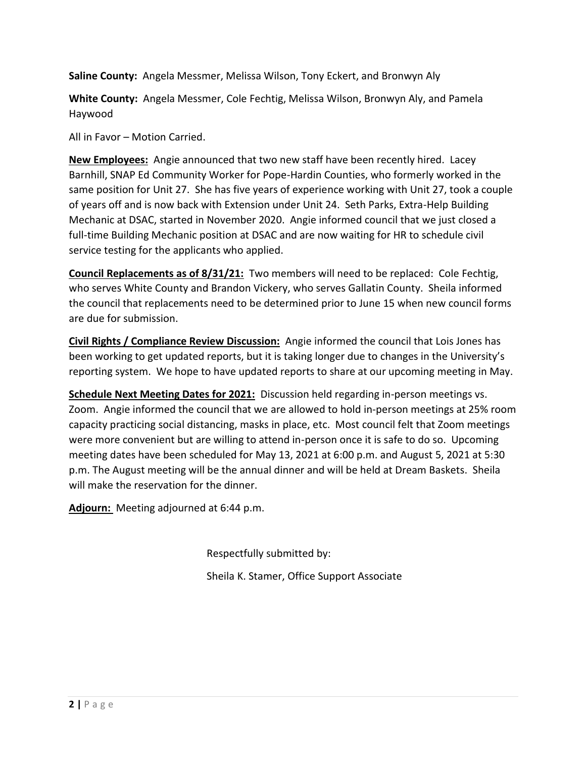**Saline County:** Angela Messmer, Melissa Wilson, Tony Eckert, and Bronwyn Aly

**White County:** Angela Messmer, Cole Fechtig, Melissa Wilson, Bronwyn Aly, and Pamela Haywood

All in Favor – Motion Carried.

**New Employees:** Angie announced that two new staff have been recently hired. Lacey Barnhill, SNAP Ed Community Worker for Pope-Hardin Counties, who formerly worked in the same position for Unit 27. She has five years of experience working with Unit 27, took a couple of years off and is now back with Extension under Unit 24. Seth Parks, Extra-Help Building Mechanic at DSAC, started in November 2020. Angie informed council that we just closed a full-time Building Mechanic position at DSAC and are now waiting for HR to schedule civil service testing for the applicants who applied.

**Council Replacements as of 8/31/21:** Two members will need to be replaced: Cole Fechtig, who serves White County and Brandon Vickery, who serves Gallatin County. Sheila informed the council that replacements need to be determined prior to June 15 when new council forms are due for submission.

**Civil Rights / Compliance Review Discussion:** Angie informed the council that Lois Jones has been working to get updated reports, but it is taking longer due to changes in the University's reporting system. We hope to have updated reports to share at our upcoming meeting in May.

**Schedule Next Meeting Dates for 2021:** Discussion held regarding in-person meetings vs. Zoom. Angie informed the council that we are allowed to hold in-person meetings at 25% room capacity practicing social distancing, masks in place, etc. Most council felt that Zoom meetings were more convenient but are willing to attend in-person once it is safe to do so. Upcoming meeting dates have been scheduled for May 13, 2021 at 6:00 p.m. and August 5, 2021 at 5:30 p.m. The August meeting will be the annual dinner and will be held at Dream Baskets. Sheila will make the reservation for the dinner.

**Adjourn:** Meeting adjourned at 6:44 p.m.

Respectfully submitted by:

Sheila K. Stamer, Office Support Associate